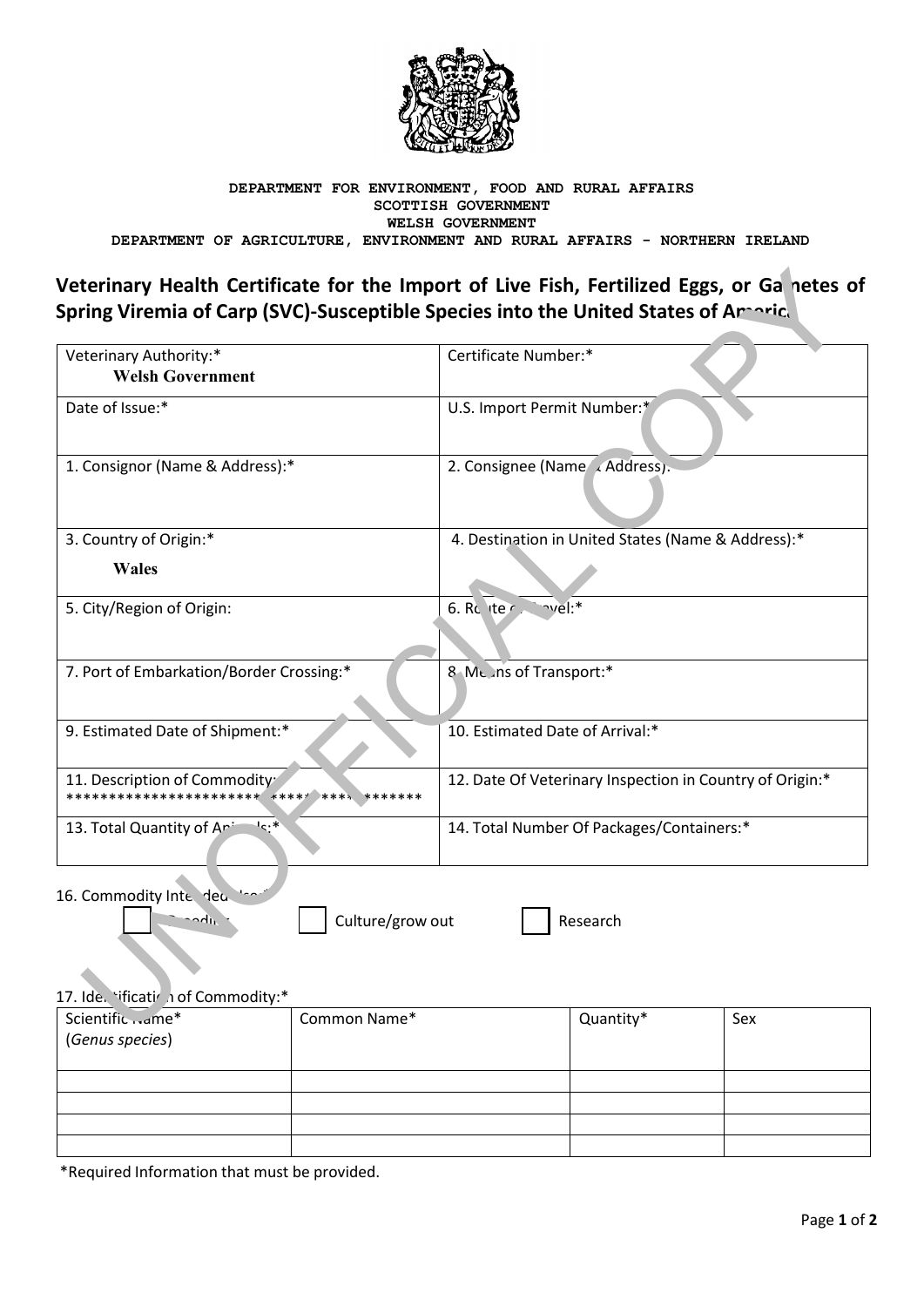DEPARTMENT FOR ENVIRONMENT, FOOD AND RURAL AFFAIRS
SCOTTISH GOVERNMENT
WELSH GOVERNMENT
DEPARTMENT OF AGRICULTURE, ENVIRONMENT AND RURAL AFFAIRS - NORTHERN IRELAND

# Veterinary Health Certificate for the Import of Live Fish, Fertilized Eggs, or Gametes of Spring Viremia of Carp (SVC)-Susceptible Species into the United States of America

UNOFFICIAL COPY

| | |
|---|---|
| Veterinary Authority:* **Welsh Government** | Certificate Number:* |
| Date of Issue:* | U.S. Import Permit Number:* |
| 1. Consignor (Name & Address):* | 2. Consignee (Name & Address):* |
| 3. Country of Origin:* **Wales** | 4. Destination in United States (Name & Address):* |
| 5. City/Region of Origin: | 6. Route of Travel:* |
| 7. Port of Embarkation/Border Crossing:* | 8. Means of Transport:* |
| 9. Estimated Date of Shipment:* | 10. Estimated Date of Arrival:* |
| 11. Description of Commodity:* ************************************ | 12. Date Of Veterinary Inspection in Country of Origin:* |
| 13. Total Quantity of Animals:* | 14. Total Number Of Packages/Containers:* |

16. Commodity Intended Use:*

☐ Breeding ☐ Culture/grow out ☐ Research

17. Identification of Commodity:*

| Scientific Name* (*Genus species*) | Common Name* | Quantity* | Sex |
|---|---|---|---|
| | | | |
| | | | |
| | | | |
| | | | |

*Required Information that must be provided.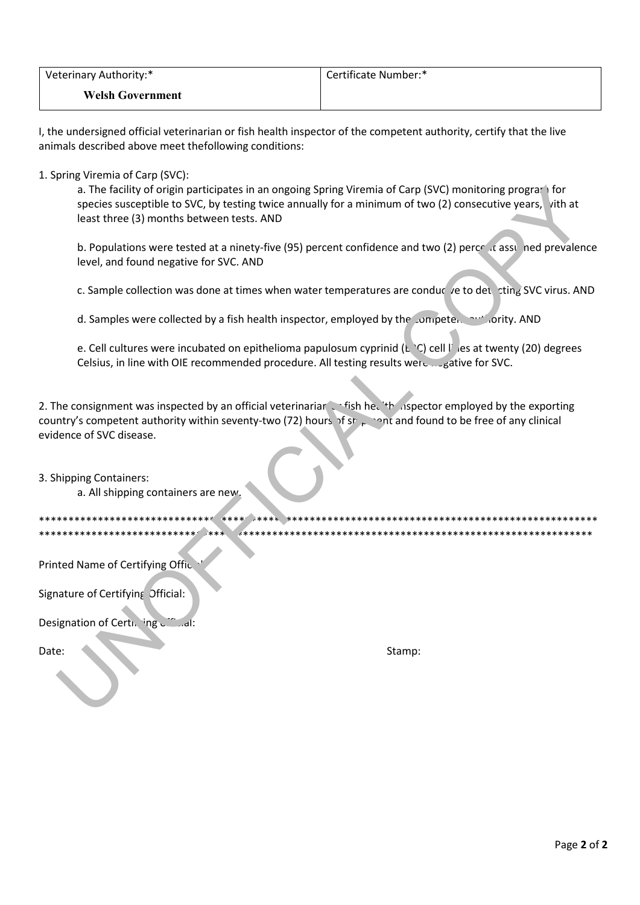| Veterinary Authority:* | Certificate Number:* |
|---|---|
| **Welsh Government** | |

I, the undersigned official veterinarian or fish health inspector of the competent authority, certify that the live animals described above meet thefollowing conditions:

1. Spring Viremia of Carp (SVC):

    a. The facility of origin participates in an ongoing Spring Viremia of Carp (SVC) monitoring program for species susceptible to SVC, by testing twice annually for a minimum of two (2) consecutive years, with at least three (3) months between tests. AND

    b. Populations were tested at a ninety-five (95) percent confidence and two (2) percent assumed prevalence level, and found negative for SVC. AND

    c. Sample collection was done at times when water temperatures are conducive to detecting SVC virus. AND

    d. Samples were collected by a fish health inspector, employed by the competent authority. AND

    e. Cell cultures were incubated on epithelioma papulosum cyprinid (EPC) cell lines at twenty (20) degrees Celsius, in line with OIE recommended procedure. All testing results were negative for SVC.

2. The consignment was inspected by an official veterinarian or fish health inspector employed by the exporting country's competent authority within seventy-two (72) hours of shipment and found to be free of any clinical evidence of SVC disease.

3. Shipping Containers:

    a. All shipping containers are new.

**********************************************************************************************
**********************************************************************************************

Printed Name of Certifying Official:

Signature of Certifying Official:

Designation of Certifying Official:

Date: Stamp:

UNOFFICIAL COPY